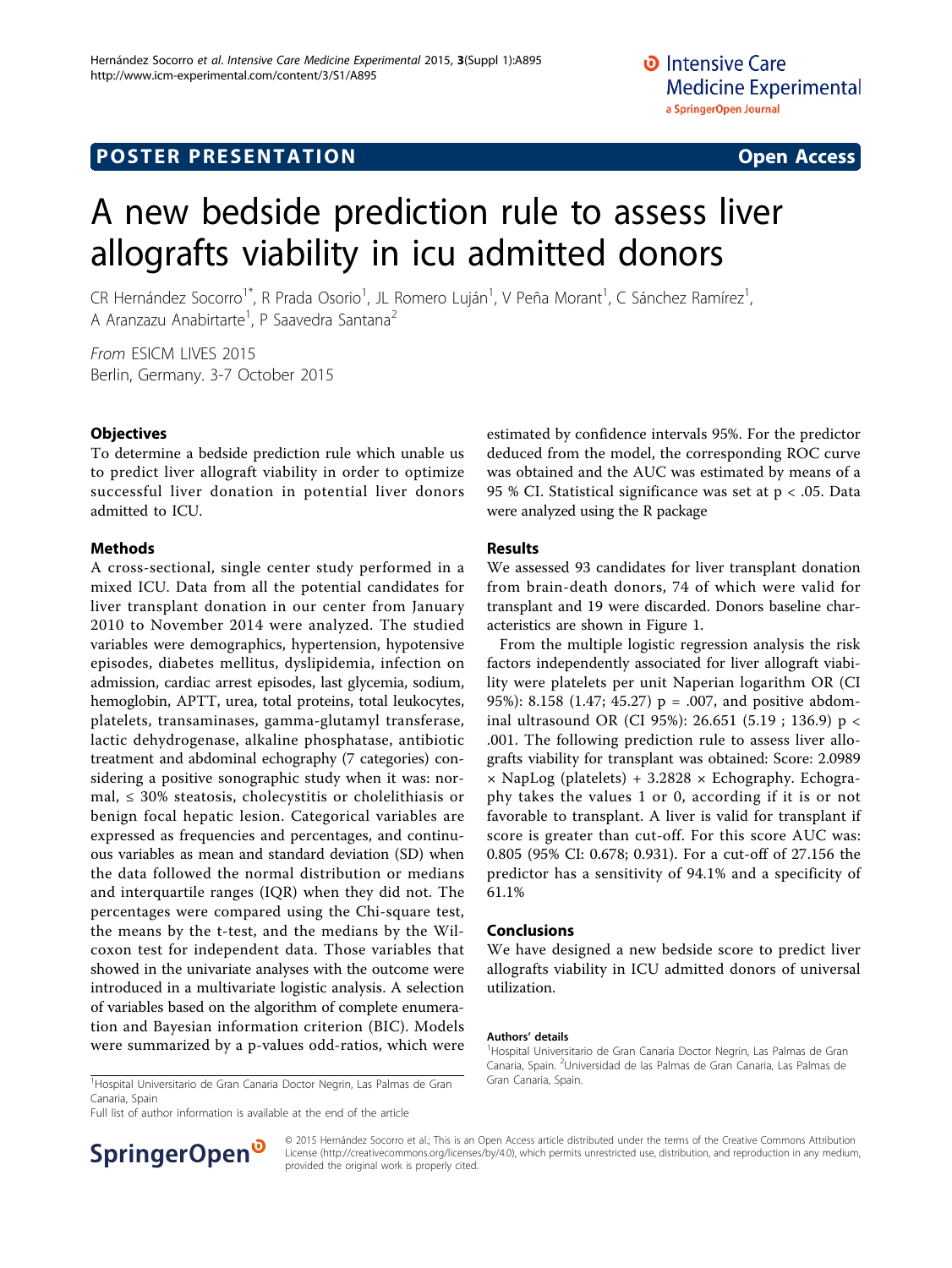POSTER PRESENTATION **Open Access**

# A new bedside prediction rule to assess liver allografts viability in icu admitted donors

CR Hernández Socorro[1*], R Prada Osorio[1], JL Romero Luján[1], V Peña Morant[1], C Sánchez Ramírez[1], A Aranzazu Anabirtarte[1], P Saavedra Santana[2]

*From* ESICM LIVES 2015
Berlin, Germany. 3-7 October 2015

## Objectives

To determine a bedside prediction rule which unable us to predict liver allograft viability in order to optimize successful liver donation in potential liver donors admitted to ICU.

## Methods

A cross-sectional, single center study performed in a mixed ICU. Data from all the potential candidates for liver transplant donation in our center from January 2010 to November 2014 were analyzed. The studied variables were demographics, hypertension, hypotensive episodes, diabetes mellitus, dyslipidemia, infection on admission, cardiac arrest episodes, last glycemia, sodium, hemoglobin, APTT, urea, total proteins, total leukocytes, platelets, transaminases, gamma-glutamyl transferase, lactic dehydrogenase, alkaline phosphatase, antibiotic treatment and abdominal echography (7 categories) considering a positive sonographic study when it was: normal, ≤ 30% steatosis, cholecystitis or cholelithiasis or benign focal hepatic lesion. Categorical variables are expressed as frequencies and percentages, and continuous variables as mean and standard deviation (SD) when the data followed the normal distribution or medians and interquartile ranges (IQR) when they did not. The percentages were compared using the Chi-square test, the means by the t-test, and the medians by the Wilcoxon test for independent data. Those variables that showed in the univariate analyses with the outcome were introduced in a multivariate logistic analysis. A selection of variables based on the algorithm of complete enumeration and Bayesian information criterion (BIC). Models were summarized by a p-values odd-ratios, which were estimated by confidence intervals 95%. For the predictor deduced from the model, the corresponding ROC curve was obtained and the AUC was estimated by means of a 95 % CI. Statistical significance was set at $p < .05$. Data were analyzed using the R package

## Results

We assessed 93 candidates for liver transplant donation from brain-death donors, 74 of which were valid for transplant and 19 were discarded. Donors baseline characteristics are shown in Figure 1.

From the multiple logistic regression analysis the risk factors independently associated for liver allograft viability were platelets per unit Naperian logarithm OR (CI 95%): 8.158 (1.47; 45.27) $p = .007$, and positive abdominal ultrasound OR (CI 95%): 26.651 (5.19 ; 136.9) $p < .001$. The following prediction rule to assess liver allografts viability for transplant was obtained: Score: $2.0989 \times \text{NapLog (platelets)} + 3.2828 \times \text{Echography}$. Echography takes the values 1 or 0, according if it is or not favorable to transplant. A liver is valid for transplant if score is greater than cut-off. For this score AUC was: 0.805 (95% CI: 0.678; 0.931). For a cut-off of 27.156 the predictor has a sensitivity of 94.1% and a specificity of 61.1%

## Conclusions

We have designed a new bedside score to predict liver allografts viability in ICU admitted donors of universal utilization.

#### Authors' details

[1]Hospital Universitario de Gran Canaria Doctor Negrin, Las Palmas de Gran Canaria, Spain. [2]Universidad de las Palmas de Gran Canaria, Las Palmas de Gran Canaria, Spain.

[1]Hospital Universitario de Gran Canaria Doctor Negrin, Las Palmas de Gran Canaria, Spain
Full list of author information is available at the end of the article

© 2015 Hernández Socorro et al.; This is an Open Access article distributed under the terms of the Creative Commons Attribution License (http://creativecommons.org/licenses/by/4.0), which permits unrestricted use, distribution, and reproduction in any medium, provided the original work is properly cited.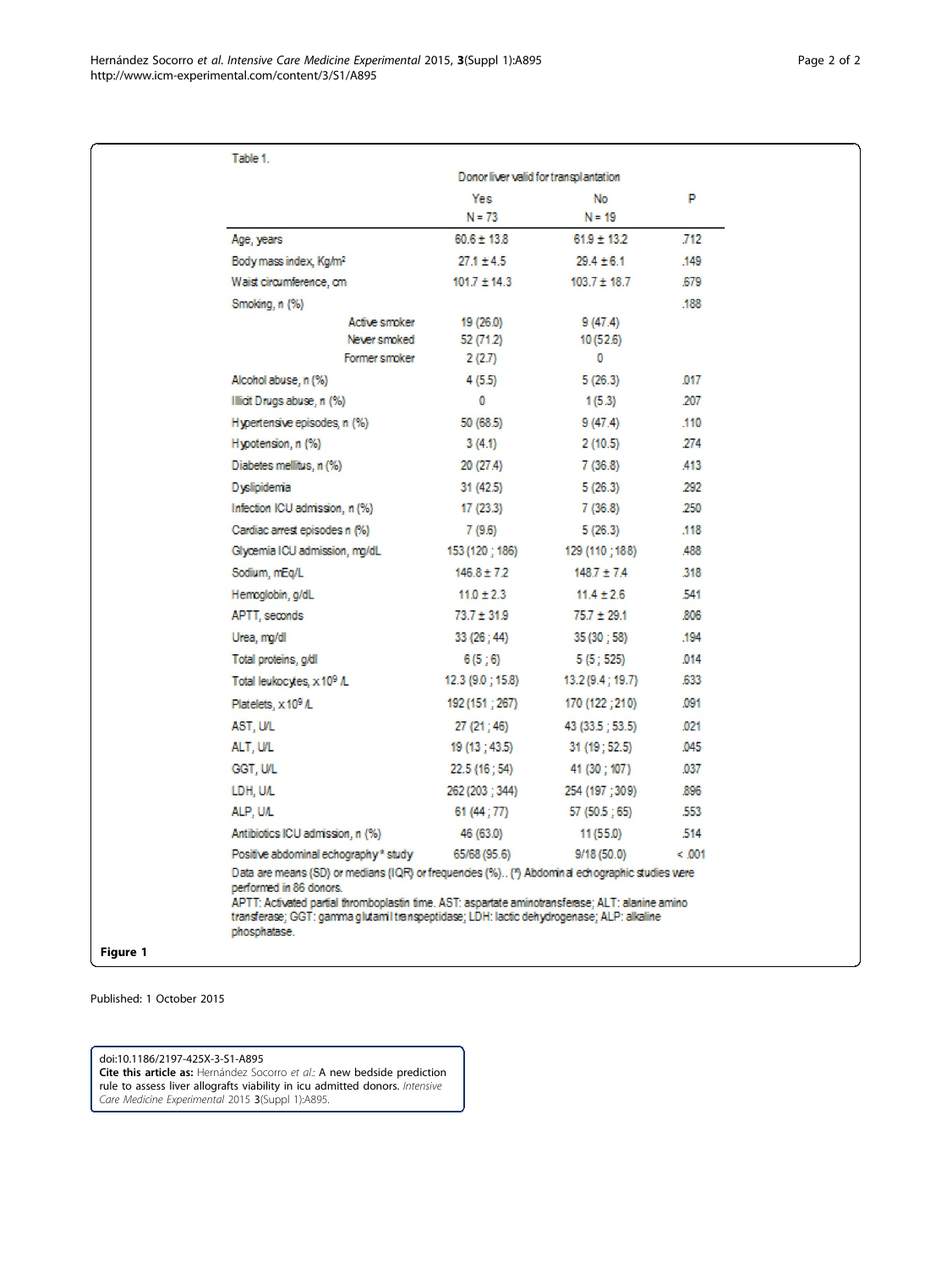Table 1.

| | Donor liver valid for transplantation | | P |
|---|---|---|---|
| | Yes N = 73 | No N = 19 | |
| Age, years | 60.6 ± 13.8 | 61.9 ± 13.2 | .712 |
| Body mass index, Kg/m² | 27.1 ±4.5 | 29.4 ±6.1 | .149 |
| Waist circumference, cm | 101.7 ± 14.3 | 103.7 ± 18.7 | .679 |
| Smoking, n (%) | | | .188 |
| Active smoker | 19 (26.0) | 9 (47.4) | |
| Never smoked | 52 (71.2) | 10 (52.6) | |
| Former smoker | 2 (2.7) | 0 | |
| Alcohol abuse, n (%) | 4 (5.5) | 5 (26.3) | .017 |
| Illicit Drugs abuse, n (%) | 0 | 1 (5.3) | .207 |
| Hypertensive episodes, n (%) | 50 (68.5) | 9 (47.4) | .110 |
| Hypotension, n (%) | 3 (4.1) | 2 (10.5) | .274 |
| Diabetes mellitus, n (%) | 20 (27.4) | 7 (36.8) | .413 |
| Dyslipidemia | 31 (42.5) | 5 (26.3) | .292 |
| Infection ICU admission, n (%) | 17 (23.3) | 7 (36.8) | .250 |
| Cardiac arrest episodes n (%) | 7 (9.6) | 5 (26.3) | .118 |
| Glycemia ICU admission, mg/dL | 153 (120 ; 186) | 129 (110 ; 188) | .488 |
| Sodium, mEq/L | 146.8 ± 7.2 | 148.7 ± 7.4 | .318 |
| Hemoglobin, g/dL | 11.0 ± 2.3 | 11.4 ± 2.6 | .541 |
| APTT, seconds | 73.7 ± 31.9 | 75.7 ± 29.1 | .806 |
| Urea, mg/dl | 33 (26 ; 44) | 35 (30 ; 58) | .194 |
| Total proteins, g/dl | 6 (5 ; 6) | 5 (5 ; 525) | .014 |
| Total leukocytes, x 10⁹ /L | 12.3 (9.0 ; 15.8) | 13.2 (9.4 ; 19.7) | .633 |
| Platelets, x 10⁹ /L | 192 (151 ; 267) | 170 (122 ; 210) | .091 |
| AST, U/L | 27 (21 ; 46) | 43 (33.5 ; 53.5) | .021 |
| ALT, U/L | 19 (13 ; 43.5) | 31 (19 ; 52.5) | .045 |
| GGT, U/L | 22.5 (16 ; 54) | 41 (30 ; 107) | .037 |
| LDH, U/L | 262 (203 ; 344) | 254 (197 ; 309) | .896 |
| ALP, U/L | 61 (44 ; 77) | 57 (50.5 ; 65) | .553 |
| Antibiotics ICU admission, n (%) | 46 (63.0) | 11 (55.0) | .514 |
| Positive abdominal echography* study | 65/68 (95.6) | 9/18 (50.0) | < .001 |

Data are means (SD) or medians (IQR) or frequencies (%).. (*) Abdominal echographic studies were performed in 86 donors.
APTT: Activated partial thromboplastin time. AST: aspartate aminotransferase; ALT: alanine amino transferase; GGT: gamma glutamil transpeptidase; LDH: lactic dehydrogenase; ALP: alkaline phosphatase.

**Figure 1**

Published: 1 October 2015

doi:10.1186/2197-425X-3-S1-A895
**Cite this article as:** Hernández Socorro *et al.*: A new bedside prediction rule to assess liver allografts viability in icu admitted donors. *Intensive Care Medicine Experimental* 2015 **3**(Suppl 1):A895.